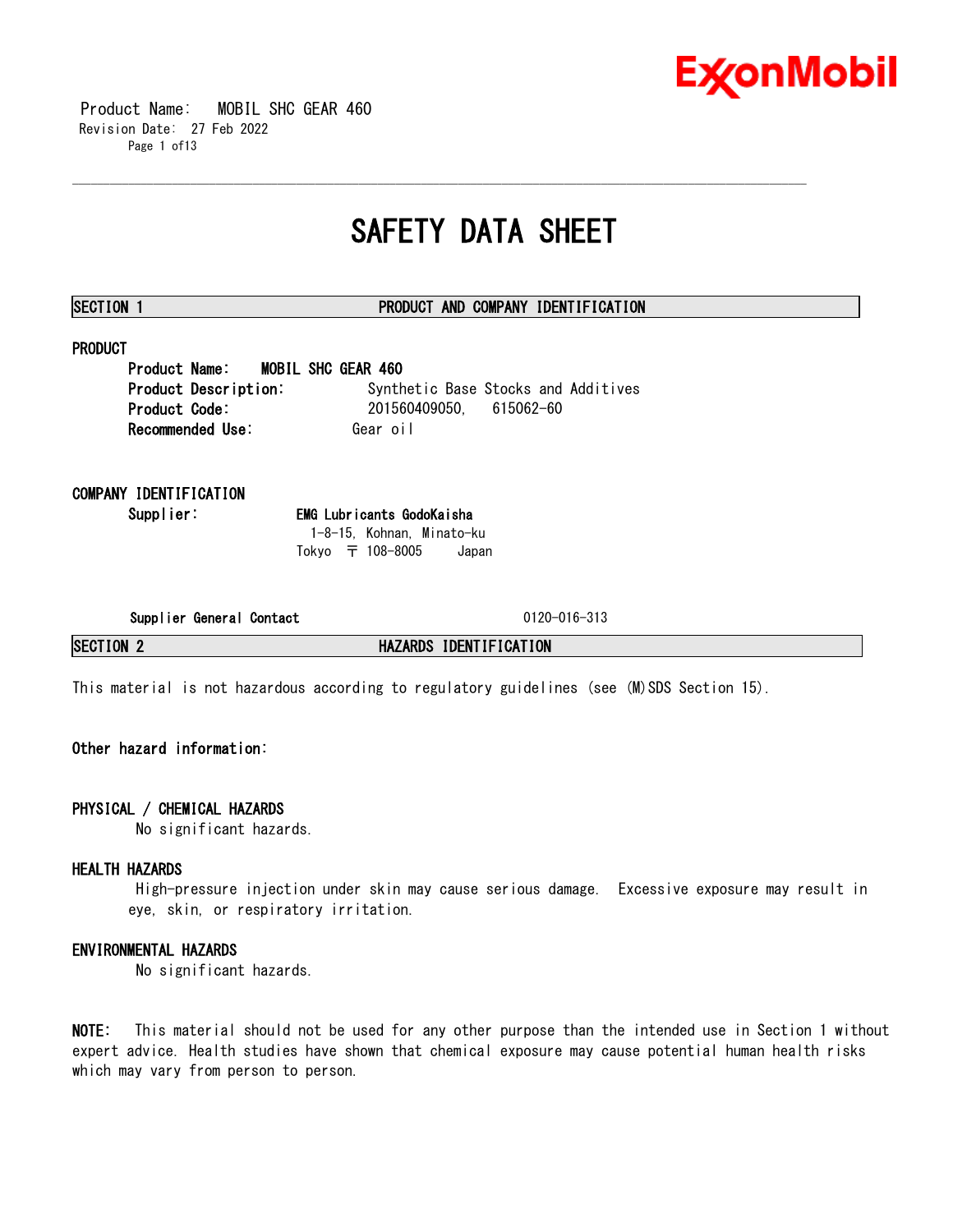# SAFETY DATA SHEET

## SECTION 1 PRODUCT AND COMPANY IDENTIFICATION

### PRODUCT

**Product Name:** MOBIL SHC GEAR 460
**Product Description:** Synthetic Base Stocks and Additives
**Product Code:** 201560409050, 615062-60
**Recommended Use:** Gear oil

### COMPANY IDENTIFICATION

**Supplier:** **EMG Lubricants GodoKaisha**
1-8-15, Kohnan, Minato-ku
Tokyo 〒 108-8005 Japan

**Supplier General Contact** 0120-016-313

## SECTION 2 HAZARDS IDENTIFICATION

This material is not hazardous according to regulatory guidelines (see (M)SDS Section 15).

**Other hazard information:**

### PHYSICAL / CHEMICAL HAZARDS

No significant hazards.

### HEALTH HAZARDS

High-pressure injection under skin may cause serious damage. Excessive exposure may result in eye, skin, or respiratory irritation.

### ENVIRONMENTAL HAZARDS

No significant hazards.

**NOTE:** This material should not be used for any other purpose than the intended use in Section 1 without expert advice. Health studies have shown that chemical exposure may cause potential human health risks which may vary from person to person.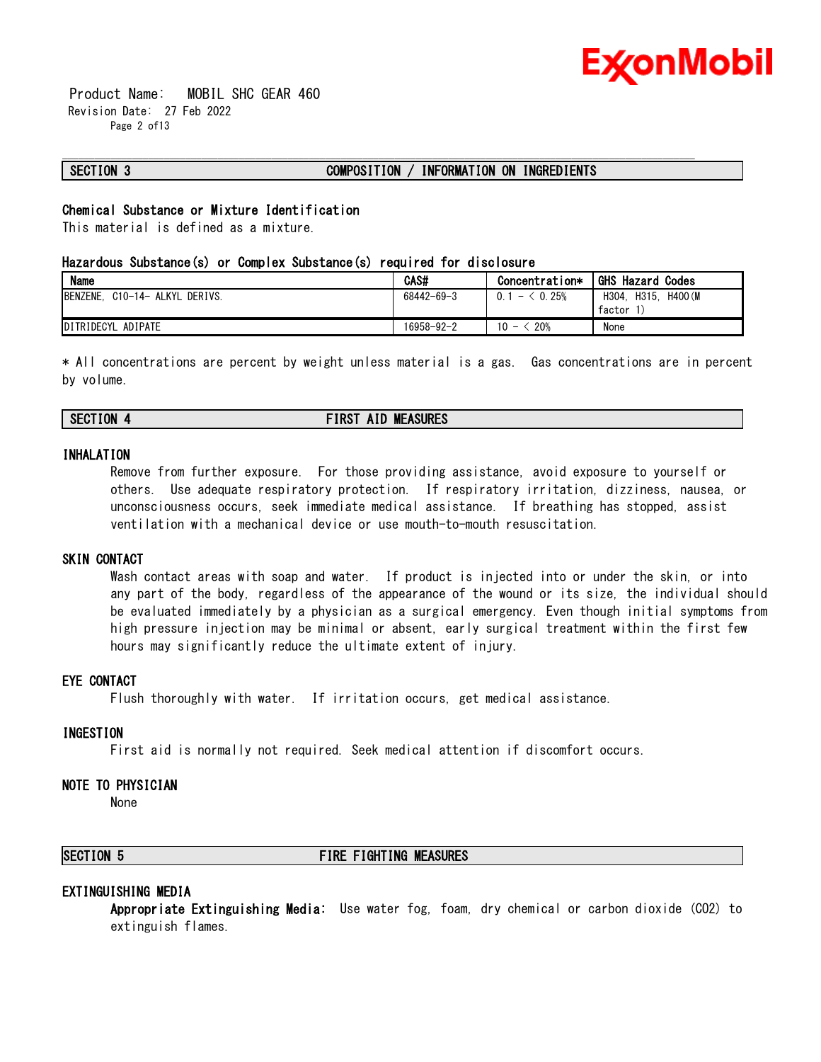## SECTION 3 COMPOSITION / INFORMATION ON INGREDIENTS

### Chemical Substance or Mixture Identification

This material is defined as a mixture.

### Hazardous Substance(s) or Complex Substance(s) required for disclosure

| Name | CAS# | Concentration* | GHS Hazard Codes |
|---|---|---|---|
| BENZENE, C10-14- ALKYL DERIVS. | 68442-69-3 | 0.1 - < 0.25% | H304, H315, H400(M factor 1) |
| DITRIDECYL ADIPATE | 16958-92-2 | 10 - < 20% | None |

* All concentrations are percent by weight unless material is a gas. Gas concentrations are in percent by volume.

## SECTION 4 FIRST AID MEASURES

### INHALATION

Remove from further exposure. For those providing assistance, avoid exposure to yourself or others. Use adequate respiratory protection. If respiratory irritation, dizziness, nausea, or unconsciousness occurs, seek immediate medical assistance. If breathing has stopped, assist ventilation with a mechanical device or use mouth-to-mouth resuscitation.

### SKIN CONTACT

Wash contact areas with soap and water. If product is injected into or under the skin, or into any part of the body, regardless of the appearance of the wound or its size, the individual should be evaluated immediately by a physician as a surgical emergency. Even though initial symptoms from high pressure injection may be minimal or absent, early surgical treatment within the first few hours may significantly reduce the ultimate extent of injury.

### EYE CONTACT

Flush thoroughly with water. If irritation occurs, get medical assistance.

### INGESTION

First aid is normally not required. Seek medical attention if discomfort occurs.

### NOTE TO PHYSICIAN

None

## SECTION 5 FIRE FIGHTING MEASURES

### EXTINGUISHING MEDIA

**Appropriate Extinguishing Media:** Use water fog, foam, dry chemical or carbon dioxide ($CO_2$) to extinguish flames.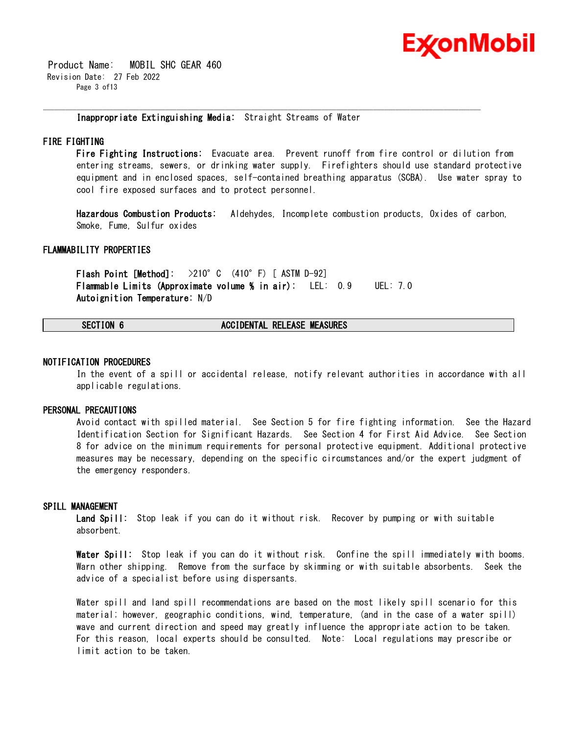**Inappropriate Extinguishing Media:** Straight Streams of Water

## FIRE FIGHTING

**Fire Fighting Instructions:** Evacuate area. Prevent runoff from fire control or dilution from entering streams, sewers, or drinking water supply. Firefighters should use standard protective equipment and in enclosed spaces, self-contained breathing apparatus (SCBA). Use water spray to cool fire exposed surfaces and to protect personnel.

**Hazardous Combustion Products:** Aldehydes, Incomplete combustion products, Oxides of carbon, Smoke, Fume, Sulfur oxides

## FLAMMABILITY PROPERTIES

**Flash Point [Method]:** >210°C (410°F) [ ASTM D-92]
**Flammable Limits (Approximate volume % in air):** LEL: 0.9 UEL: 7.0
**Autoignition Temperature:** N/D

# SECTION 6 ACCIDENTAL RELEASE MEASURES

## NOTIFICATION PROCEDURES

In the event of a spill or accidental release, notify relevant authorities in accordance with all applicable regulations.

## PERSONAL PRECAUTIONS

Avoid contact with spilled material. See Section 5 for fire fighting information. See the Hazard Identification Section for Significant Hazards. See Section 4 for First Aid Advice. See Section 8 for advice on the minimum requirements for personal protective equipment. Additional protective measures may be necessary, depending on the specific circumstances and/or the expert judgment of the emergency responders.

## SPILL MANAGEMENT

**Land Spill:** Stop leak if you can do it without risk. Recover by pumping or with suitable absorbent.

**Water Spill:** Stop leak if you can do it without risk. Confine the spill immediately with booms. Warn other shipping. Remove from the surface by skimming or with suitable absorbents. Seek the advice of a specialist before using dispersants.

Water spill and land spill recommendations are based on the most likely spill scenario for this material; however, geographic conditions, wind, temperature, (and in the case of a water spill) wave and current direction and speed may greatly influence the appropriate action to be taken. For this reason, local experts should be consulted. Note: Local regulations may prescribe or limit action to be taken.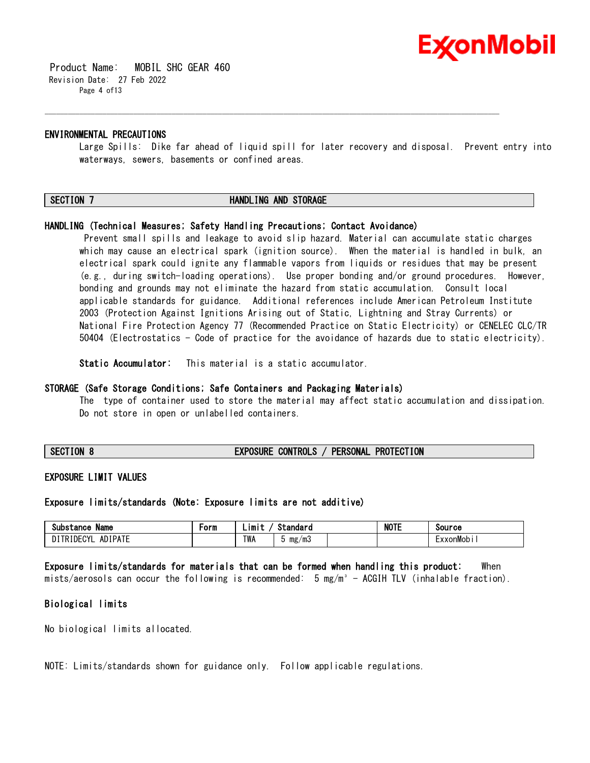### ENVIRONMENTAL PRECAUTIONS

Large Spills: Dike far ahead of liquid spill for later recovery and disposal. Prevent entry into waterways, sewers, basements or confined areas.

## SECTION 7 HANDLING AND STORAGE

### HANDLING (Technical Measures; Safety Handling Precautions; Contact Avoidance)

Prevent small spills and leakage to avoid slip hazard. Material can accumulate static charges which may cause an electrical spark (ignition source). When the material is handled in bulk, an electrical spark could ignite any flammable vapors from liquids or residues that may be present (e.g., during switch-loading operations). Use proper bonding and/or ground procedures. However, bonding and grounds may not eliminate the hazard from static accumulation. Consult local applicable standards for guidance. Additional references include American Petroleum Institute 2003 (Protection Against Ignitions Arising out of Static, Lightning and Stray Currents) or National Fire Protection Agency 77 (Recommended Practice on Static Electricity) or CENELEC CLC/TR 50404 (Electrostatics - Code of practice for the avoidance of hazards due to static electricity).

**Static Accumulator:** This material is a static accumulator.

### STORAGE (Safe Storage Conditions; Safe Containers and Packaging Materials)

The type of container used to store the material may affect static accumulation and dissipation. Do not store in open or unlabelled containers.

## SECTION 8 EXPOSURE CONTROLS / PERSONAL PROTECTION

### EXPOSURE LIMIT VALUES

**Exposure limits/standards (Note: Exposure limits are not additive)**

| Substance Name | Form | Limit / Standard | | | NOTE | Source |
|---|---|---|---|---|---|---|
| DITRIDECYL ADIPATE | | TWA | 5 mg/m3 | | | ExxonMobil |

**Exposure limits/standards for materials that can be formed when handling this product:** When mists/aerosols can occur the following is recommended: 5 mg/m³ - ACGIH TLV (inhalable fraction).

**Biological limits**

No biological limits allocated.

NOTE: Limits/standards shown for guidance only. Follow applicable regulations.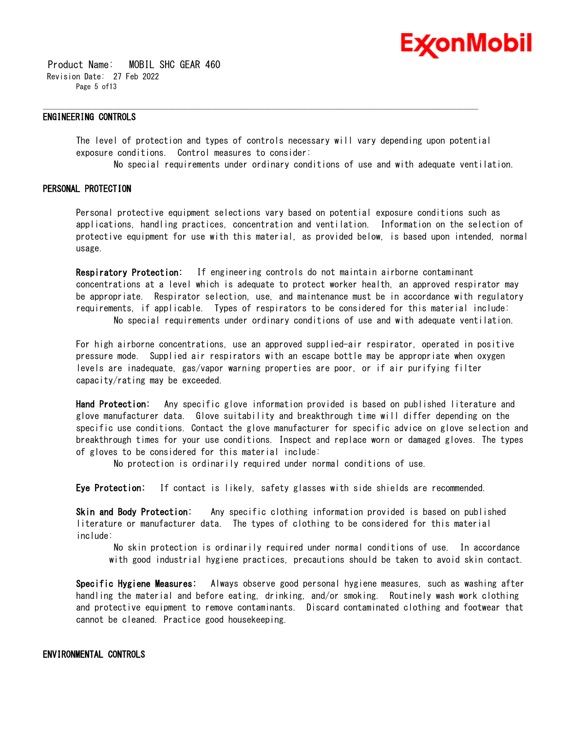## ENGINEERING CONTROLS

The level of protection and types of controls necessary will vary depending upon potential exposure conditions. Control measures to consider:

No special requirements under ordinary conditions of use and with adequate ventilation.

## PERSONAL PROTECTION

Personal protective equipment selections vary based on potential exposure conditions such as applications, handling practices, concentration and ventilation. Information on the selection of protective equipment for use with this material, as provided below, is based upon intended, normal usage.

**Respiratory Protection:** If engineering controls do not maintain airborne contaminant concentrations at a level which is adequate to protect worker health, an approved respirator may be appropriate. Respirator selection, use, and maintenance must be in accordance with regulatory requirements, if applicable. Types of respirators to be considered for this material include:

No special requirements under ordinary conditions of use and with adequate ventilation.

For high airborne concentrations, use an approved supplied-air respirator, operated in positive pressure mode. Supplied air respirators with an escape bottle may be appropriate when oxygen levels are inadequate, gas/vapor warning properties are poor, or if air purifying filter capacity/rating may be exceeded.

**Hand Protection:** Any specific glove information provided is based on published literature and glove manufacturer data. Glove suitability and breakthrough time will differ depending on the specific use conditions. Contact the glove manufacturer for specific advice on glove selection and breakthrough times for your use conditions. Inspect and replace worn or damaged gloves. The types of gloves to be considered for this material include:

No protection is ordinarily required under normal conditions of use.

**Eye Protection:** If contact is likely, safety glasses with side shields are recommended.

**Skin and Body Protection:** Any specific clothing information provided is based on published literature or manufacturer data. The types of clothing to be considered for this material include:

No skin protection is ordinarily required under normal conditions of use. In accordance with good industrial hygiene practices, precautions should be taken to avoid skin contact.

**Specific Hygiene Measures:** Always observe good personal hygiene measures, such as washing after handling the material and before eating, drinking, and/or smoking. Routinely wash work clothing and protective equipment to remove contaminants. Discard contaminated clothing and footwear that cannot be cleaned. Practice good housekeeping.

## ENVIRONMENTAL CONTROLS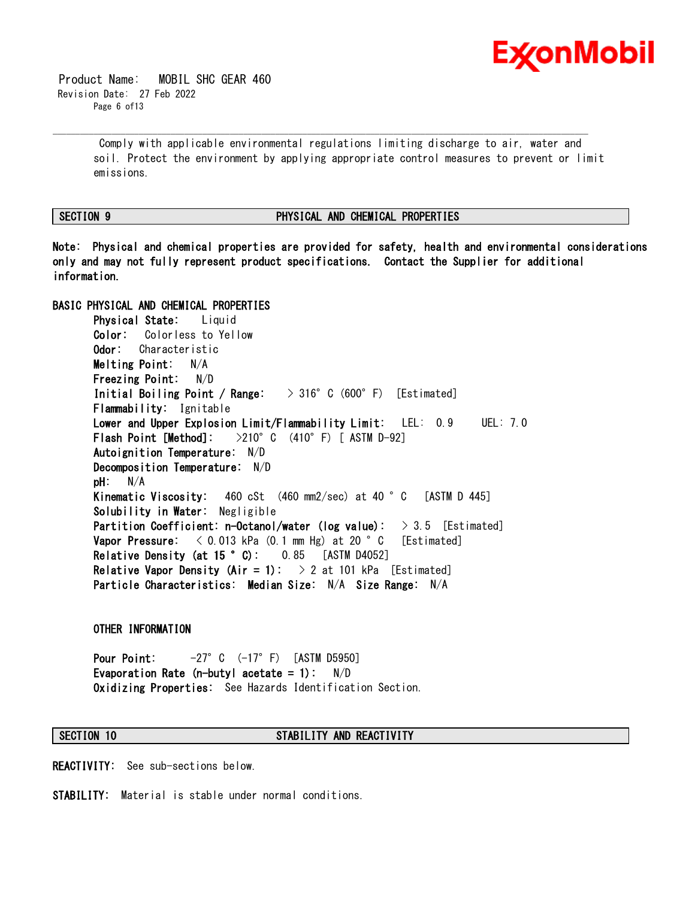Comply with applicable environmental regulations limiting discharge to air, water and soil. Protect the environment by applying appropriate control measures to prevent or limit emissions.

## SECTION 9 PHYSICAL AND CHEMICAL PROPERTIES

**Note: Physical and chemical properties are provided for safety, health and environmental considerations only and may not fully represent product specifications. Contact the Supplier for additional information.**

### BASIC PHYSICAL AND CHEMICAL PROPERTIES

**Physical State:** Liquid
**Color:** Colorless to Yellow
**Odor:** Characteristic
**Melting Point:** N/A
**Freezing Point:** N/D
**Initial Boiling Point / Range:** > 316°C (600°F) [Estimated]
**Flammability:** Ignitable
**Lower and Upper Explosion Limit/Flammability Limit:** LEL: 0.9 UEL: 7.0
**Flash Point [Method]:** >210°C (410°F) [ ASTM D-92]
**Autoignition Temperature:** N/D
**Decomposition Temperature:** N/D
**pH:** N/A
**Kinematic Viscosity:** 460 cSt (460 mm2/sec) at 40 °C [ASTM D 445]
**Solubility in Water:** Negligible
**Partition Coefficient: n-Octanol/water (log value):** > 3.5 [Estimated]
**Vapor Pressure:** < 0.013 kPa (0.1 mm Hg) at 20 °C [Estimated]
**Relative Density (at 15 °C):** 0.85 [ASTM D4052]
**Relative Vapor Density (Air = 1):** > 2 at 101 kPa [Estimated]
**Particle Characteristics:** **Median Size:** N/A **Size Range:** N/A

### OTHER INFORMATION

**Pour Point:** -27°C (-17°F) [ASTM D5950]
**Evaporation Rate (n-butyl acetate = 1):** N/D
**Oxidizing Properties:** See Hazards Identification Section.

## SECTION 10 STABILITY AND REACTIVITY

**REACTIVITY:** See sub-sections below.

**STABILITY:** Material is stable under normal conditions.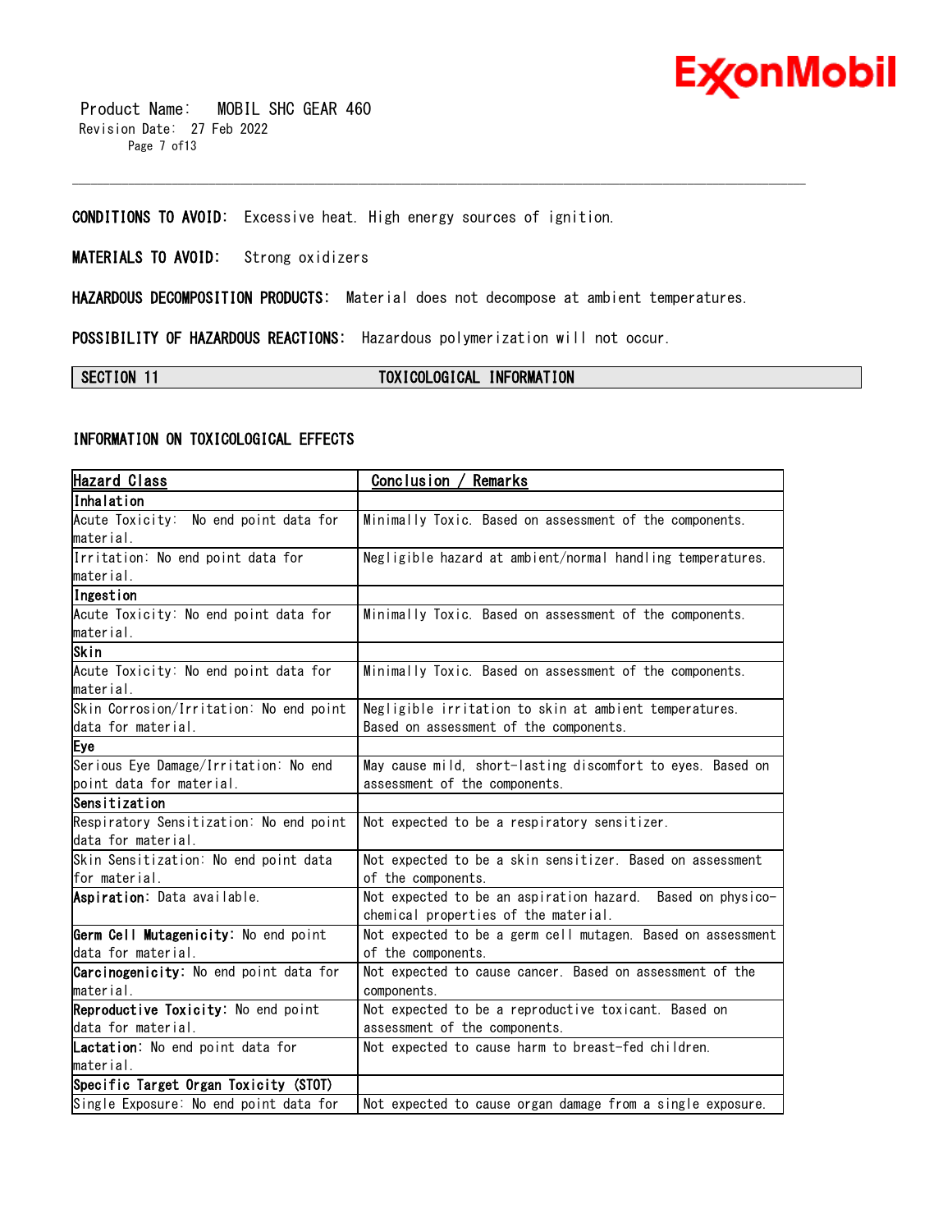**CONDITIONS TO AVOID:** Excessive heat. High energy sources of ignition.

**MATERIALS TO AVOID:** Strong oxidizers

**HAZARDOUS DECOMPOSITION PRODUCTS:** Material does not decompose at ambient temperatures.

**POSSIBILITY OF HAZARDOUS REACTIONS:** Hazardous polymerization will not occur.

## SECTION 11 TOXICOLOGICAL INFORMATION

### INFORMATION ON TOXICOLOGICAL EFFECTS

| Hazard Class | Conclusion / Remarks |
|---|---|
| **Inhalation** | |
| Acute Toxicity: No end point data for material. | Minimally Toxic. Based on assessment of the components. |
| Irritation: No end point data for material. | Negligible hazard at ambient/normal handling temperatures. |
| **Ingestion** | |
| Acute Toxicity: No end point data for material. | Minimally Toxic. Based on assessment of the components. |
| **Skin** | |
| Acute Toxicity: No end point data for material. | Minimally Toxic. Based on assessment of the components. |
| Skin Corrosion/Irritation: No end point data for material. | Negligible irritation to skin at ambient temperatures. Based on assessment of the components. |
| **Eye** | |
| Serious Eye Damage/Irritation: No end point data for material. | May cause mild, short-lasting discomfort to eyes. Based on assessment of the components. |
| **Sensitization** | |
| Respiratory Sensitization: No end point data for material. | Not expected to be a respiratory sensitizer. |
| Skin Sensitization: No end point data for material. | Not expected to be a skin sensitizer. Based on assessment of the components. |
| **Aspiration:** Data available. | Not expected to be an aspiration hazard. Based on physico-chemical properties of the material. |
| **Germ Cell Mutagenicity:** No end point data for material. | Not expected to be a germ cell mutagen. Based on assessment of the components. |
| **Carcinogenicity:** No end point data for material. | Not expected to cause cancer. Based on assessment of the components. |
| **Reproductive Toxicity:** No end point data for material. | Not expected to be a reproductive toxicant. Based on assessment of the components. |
| **Lactation:** No end point data for material. | Not expected to cause harm to breast-fed children. |
| **Specific Target Organ Toxicity (STOT)** | |
| Single Exposure: No end point data for | Not expected to cause organ damage from a single exposure. |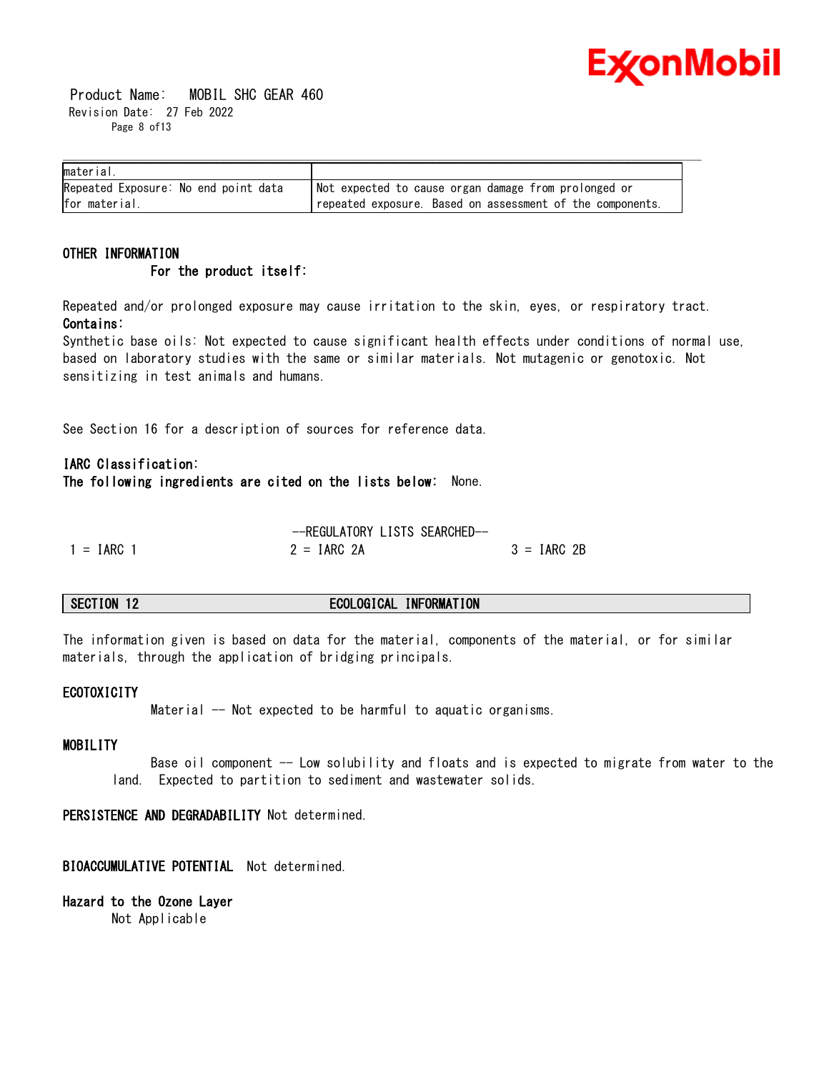| | |
|---|---|
| material. | |
| Repeated Exposure: No end point data for material. | Not expected to cause organ damage from prolonged or repeated exposure. Based on assessment of the components. |

**OTHER INFORMATION**

**For the product itself:**

Repeated and/or prolonged exposure may cause irritation to the skin, eyes, or respiratory tract.

**Contains:**

Synthetic base oils: Not expected to cause significant health effects under conditions of normal use, based on laboratory studies with the same or similar materials. Not mutagenic or genotoxic. Not sensitizing in test animals and humans.

See Section 16 for a description of sources for reference data.

**IARC Classification:**

**The following ingredients are cited on the lists below:** None.

--REGULATORY LISTS SEARCHED--

1 = IARC 1 2 = IARC 2A 3 = IARC 2B

## SECTION 12 ECOLOGICAL INFORMATION

The information given is based on data for the material, components of the material, or for similar materials, through the application of bridging principals.

**ECOTOXICITY**

Material -- Not expected to be harmful to aquatic organisms.

**MOBILITY**

Base oil component -- Low solubility and floats and is expected to migrate from water to the land. Expected to partition to sediment and wastewater solids.

**PERSISTENCE AND DEGRADABILITY** Not determined.

**BIOACCUMULATIVE POTENTIAL** Not determined.

**Hazard to the Ozone Layer**

Not Applicable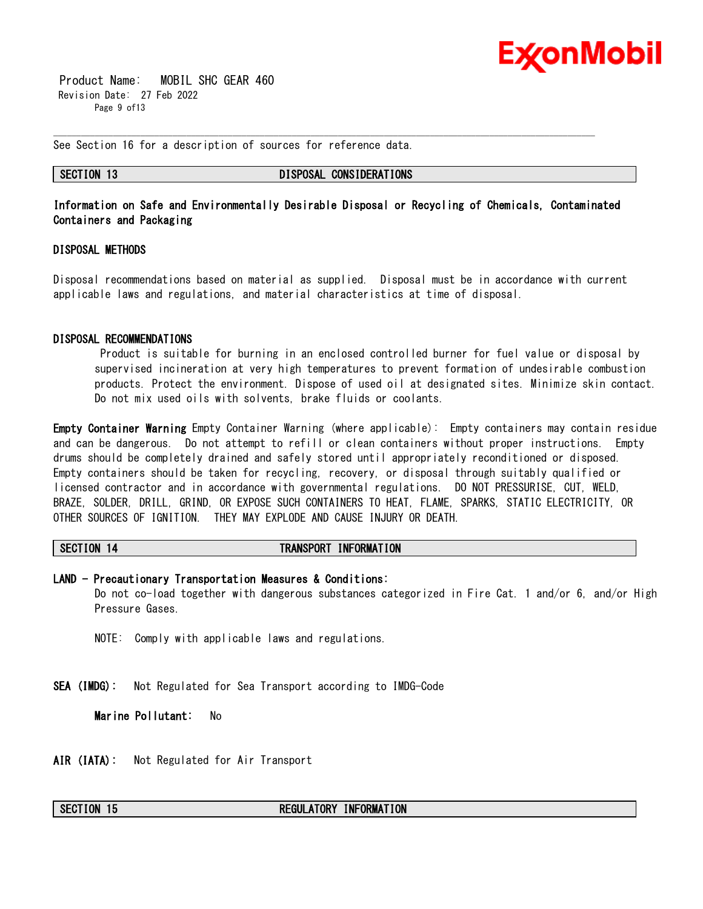See Section 16 for a description of sources for reference data.

## SECTION 13 DISPOSAL CONSIDERATIONS

**Information on Safe and Environmentally Desirable Disposal or Recycling of Chemicals, Contaminated Containers and Packaging**

### DISPOSAL METHODS

Disposal recommendations based on material as supplied. Disposal must be in accordance with current applicable laws and regulations, and material characteristics at time of disposal.

### DISPOSAL RECOMMENDATIONS

Product is suitable for burning in an enclosed controlled burner for fuel value or disposal by supervised incineration at very high temperatures to prevent formation of undesirable combustion products. Protect the environment. Dispose of used oil at designated sites. Minimize skin contact. Do not mix used oils with solvents, brake fluids or coolants.

**Empty Container Warning** Empty Container Warning (where applicable): Empty containers may contain residue and can be dangerous. Do not attempt to refill or clean containers without proper instructions. Empty drums should be completely drained and safely stored until appropriately reconditioned or disposed. Empty containers should be taken for recycling, recovery, or disposal through suitably qualified or licensed contractor and in accordance with governmental regulations. DO NOT PRESSURISE, CUT, WELD, BRAZE, SOLDER, DRILL, GRIND, OR EXPOSE SUCH CONTAINERS TO HEAT, FLAME, SPARKS, STATIC ELECTRICITY, OR OTHER SOURCES OF IGNITION. THEY MAY EXPLODE AND CAUSE INJURY OR DEATH.

## SECTION 14 TRANSPORT INFORMATION

**LAND - Precautionary Transportation Measures & Conditions:**

Do not co-load together with dangerous substances categorized in Fire Cat. 1 and/or 6, and/or High Pressure Gases.

NOTE: Comply with applicable laws and regulations.

**SEA (IMDG):** Not Regulated for Sea Transport according to IMDG-Code

**Marine Pollutant:** No

**AIR (IATA):** Not Regulated for Air Transport

## SECTION 15 REGULATORY INFORMATION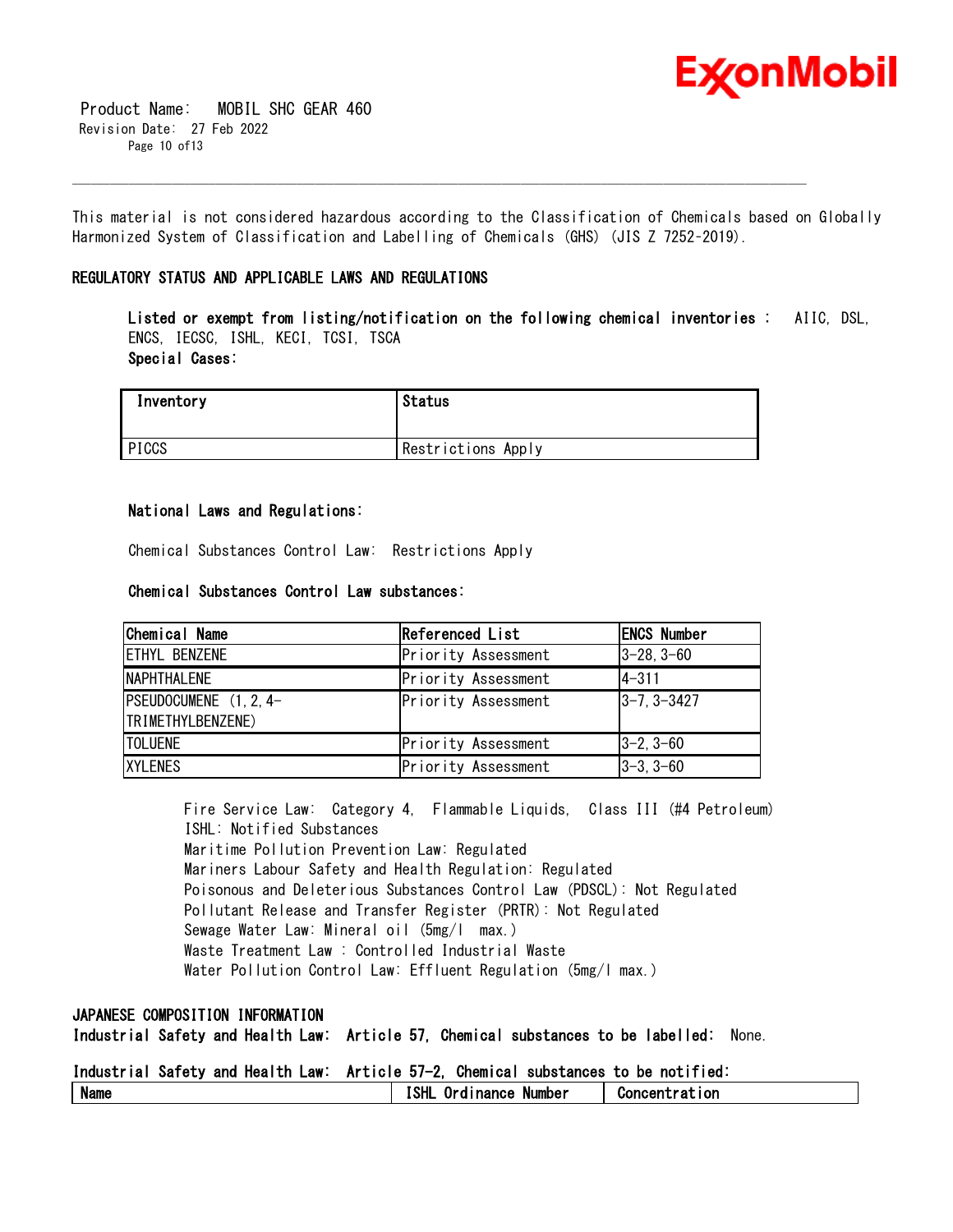This material is not considered hazardous according to the Classification of Chemicals based on Globally Harmonized System of Classification and Labelling of Chemicals (GHS) (JIS Z 7252-2019).

## REGULATORY STATUS AND APPLICABLE LAWS AND REGULATIONS

**Listed or exempt from listing/notification on the following chemical inventories :** AIIC, DSL, ENCS, IECSC, ISHL, KECI, TCSI, TSCA

**Special Cases:**

| Inventory | Status |
|---|---|
| PICCS | Restrictions Apply |

**National Laws and Regulations:**

Chemical Substances Control Law: Restrictions Apply

**Chemical Substances Control Law substances:**

| Chemical Name | Referenced List | ENCS Number |
|---|---|---|
| ETHYL BENZENE | Priority Assessment | 3-28, 3-60 |
| NAPHTHALENE | Priority Assessment | 4-311 |
| PSEUDOCUMENE (1,2,4-TRIMETHYLBENZENE) | Priority Assessment | 3-7, 3-3427 |
| TOLUENE | Priority Assessment | 3-2, 3-60 |
| XYLENES | Priority Assessment | 3-3, 3-60 |

Fire Service Law: Category 4, Flammable Liquids, Class III (#4 Petroleum)
ISHL: Notified Substances
Maritime Pollution Prevention Law: Regulated
Mariners Labour Safety and Health Regulation: Regulated
Poisonous and Deleterious Substances Control Law (PDSCL): Not Regulated
Pollutant Release and Transfer Register (PRTR): Not Regulated
Sewage Water Law: Mineral oil (5mg/l max.)
Waste Treatment Law : Controlled Industrial Waste
Water Pollution Control Law: Effluent Regulation (5mg/l max.)

## JAPANESE COMPOSITION INFORMATION

**Industrial Safety and Health Law: Article 57, Chemical substances to be labelled:** None.

**Industrial Safety and Health Law: Article 57-2, Chemical substances to be notified:**

| Name | ISHL Ordinance Number | Concentration |
|---|---|---|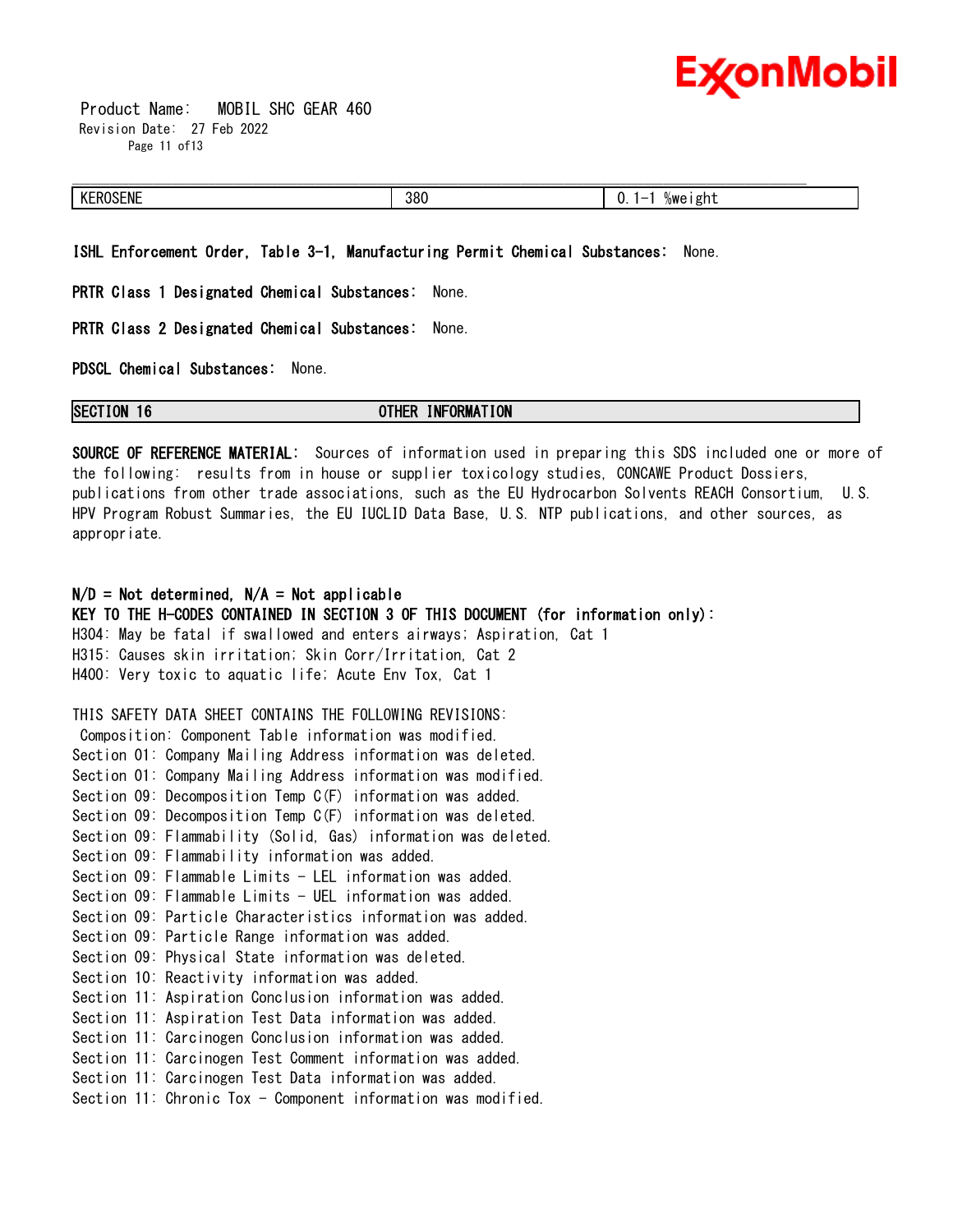| KEROSENE | 380 | 0.1-1 %weight |
|---|---|---|

**ISHL Enforcement Order, Table 3-1, Manufacturing Permit Chemical Substances:** None.

**PRTR Class 1 Designated Chemical Substances:** None.

**PRTR Class 2 Designated Chemical Substances:** None.

**PDSCL Chemical Substances:** None.

## SECTION 16 OTHER INFORMATION

**SOURCE OF REFERENCE MATERIAL:** Sources of information used in preparing this SDS included one or more of the following: results from in house or supplier toxicology studies, CONCAWE Product Dossiers, publications from other trade associations, such as the EU Hydrocarbon Solvents REACH Consortium, U.S. HPV Program Robust Summaries, the EU IUCLID Data Base, U.S. NTP publications, and other sources, as appropriate.

**N/D = Not determined, N/A = Not applicable**

**KEY TO THE H-CODES CONTAINED IN SECTION 3 OF THIS DOCUMENT (for information only):**

H304: May be fatal if swallowed and enters airways; Aspiration, Cat 1
H315: Causes skin irritation; Skin Corr/Irritation, Cat 2
H400: Very toxic to aquatic life; Acute Env Tox, Cat 1

THIS SAFETY DATA SHEET CONTAINS THE FOLLOWING REVISIONS:
Composition: Component Table information was modified.
Section 01: Company Mailing Address information was deleted.
Section 01: Company Mailing Address information was modified.
Section 09: Decomposition Temp C(F) information was added.
Section 09: Decomposition Temp C(F) information was deleted.
Section 09: Flammability (Solid, Gas) information was deleted.
Section 09: Flammability information was added.
Section 09: Flammable Limits - LEL information was added.
Section 09: Flammable Limits - UEL information was added.
Section 09: Particle Characteristics information was added.
Section 09: Particle Range information was added.
Section 09: Physical State information was deleted.
Section 10: Reactivity information was added.
Section 11: Aspiration Conclusion information was added.
Section 11: Aspiration Test Data information was added.
Section 11: Carcinogen Conclusion information was added.
Section 11: Carcinogen Test Comment information was added.
Section 11: Carcinogen Test Data information was added.
Section 11: Chronic Tox - Component information was modified.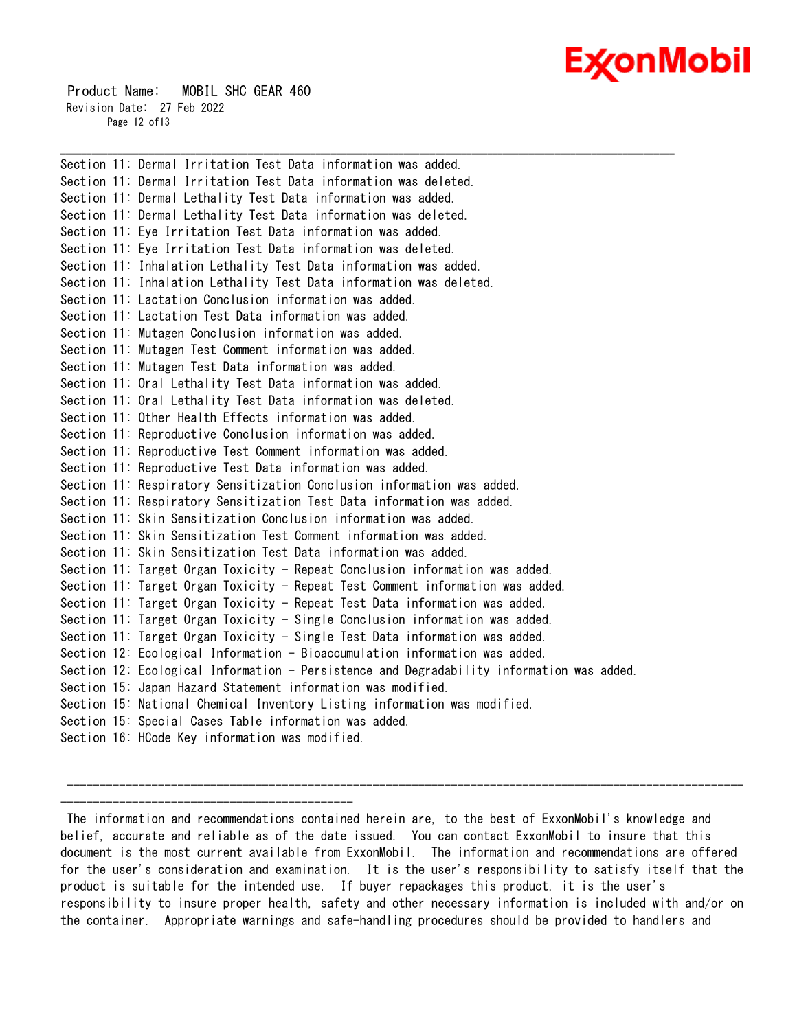Section 11: Dermal Irritation Test Data information was added.
Section 11: Dermal Irritation Test Data information was deleted.
Section 11: Dermal Lethality Test Data information was added.
Section 11: Dermal Lethality Test Data information was deleted.
Section 11: Eye Irritation Test Data information was added.
Section 11: Eye Irritation Test Data information was deleted.
Section 11: Inhalation Lethality Test Data information was added.
Section 11: Inhalation Lethality Test Data information was deleted.
Section 11: Lactation Conclusion information was added.
Section 11: Lactation Test Data information was added.
Section 11: Mutagen Conclusion information was added.
Section 11: Mutagen Test Comment information was added.
Section 11: Mutagen Test Data information was added.
Section 11: Oral Lethality Test Data information was added.
Section 11: Oral Lethality Test Data information was deleted.
Section 11: Other Health Effects information was added.
Section 11: Reproductive Conclusion information was added.
Section 11: Reproductive Test Comment information was added.
Section 11: Reproductive Test Data information was added.
Section 11: Respiratory Sensitization Conclusion information was added.
Section 11: Respiratory Sensitization Test Data information was added.
Section 11: Skin Sensitization Conclusion information was added.
Section 11: Skin Sensitization Test Comment information was added.
Section 11: Skin Sensitization Test Data information was added.
Section 11: Target Organ Toxicity - Repeat Conclusion information was added.
Section 11: Target Organ Toxicity - Repeat Test Comment information was added.
Section 11: Target Organ Toxicity - Repeat Test Data information was added.
Section 11: Target Organ Toxicity - Single Conclusion information was added.
Section 11: Target Organ Toxicity - Single Test Data information was added.
Section 12: Ecological Information - Bioaccumulation information was added.
Section 12: Ecological Information - Persistence and Degradability information was added.
Section 15: Japan Hazard Statement information was modified.
Section 15: National Chemical Inventory Listing information was modified.
Section 15: Special Cases Table information was added.
Section 16: HCode Key information was modified.

---

The information and recommendations contained herein are, to the best of ExxonMobil's knowledge and belief, accurate and reliable as of the date issued. You can contact ExxonMobil to insure that this document is the most current available from ExxonMobil. The information and recommendations are offered for the user's consideration and examination. It is the user's responsibility to satisfy itself that the product is suitable for the intended use. If buyer repackages this product, it is the user's responsibility to insure proper health, safety and other necessary information is included with and/or on the container. Appropriate warnings and safe-handling procedures should be provided to handlers and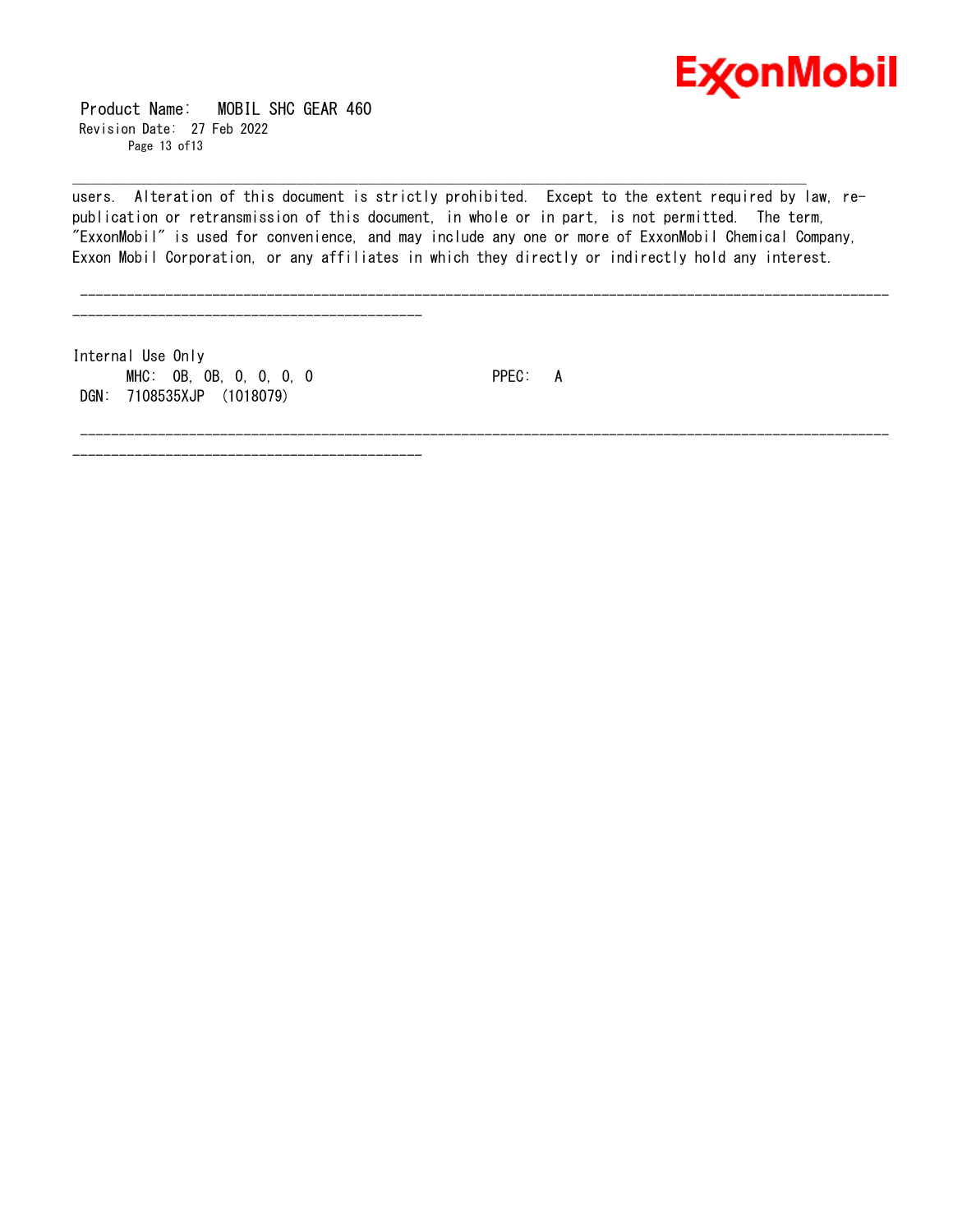users. Alteration of this document is strictly prohibited. Except to the extent required by law, re-publication or retransmission of this document, in whole or in part, is not permitted. The term, "ExxonMobil" is used for convenience, and may include any one or more of ExxonMobil Chemical Company, Exxon Mobil Corporation, or any affiliates in which they directly or indirectly hold any interest.

---

Internal Use Only

MHC: 0B, 0B, 0, 0, 0, 0 PPEC: A

DGN: 7108535XJP (1018079)

---